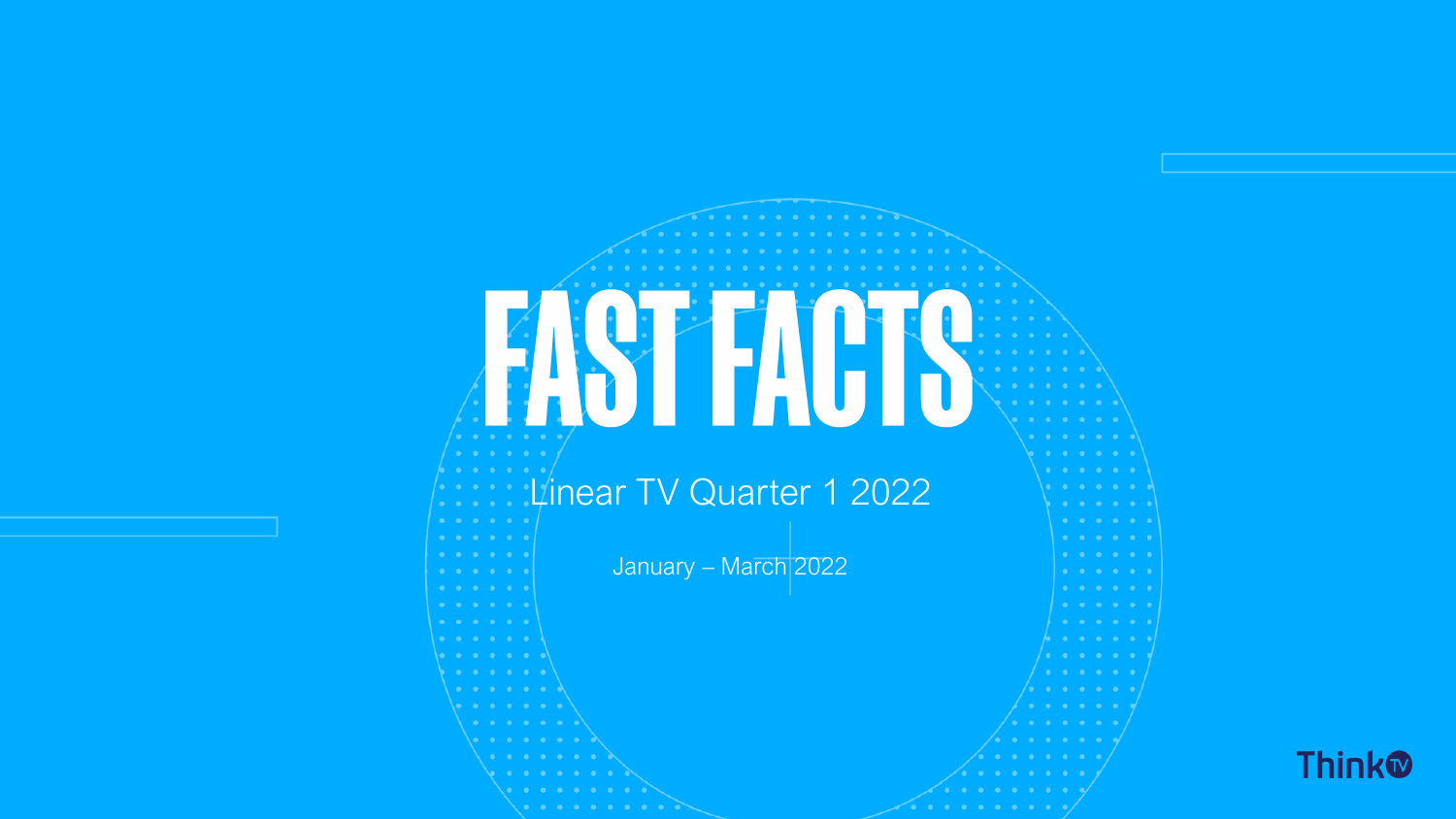# FAST FACTS

## Linear TV Quarter 1 2022

January – March 2022

ThinkTV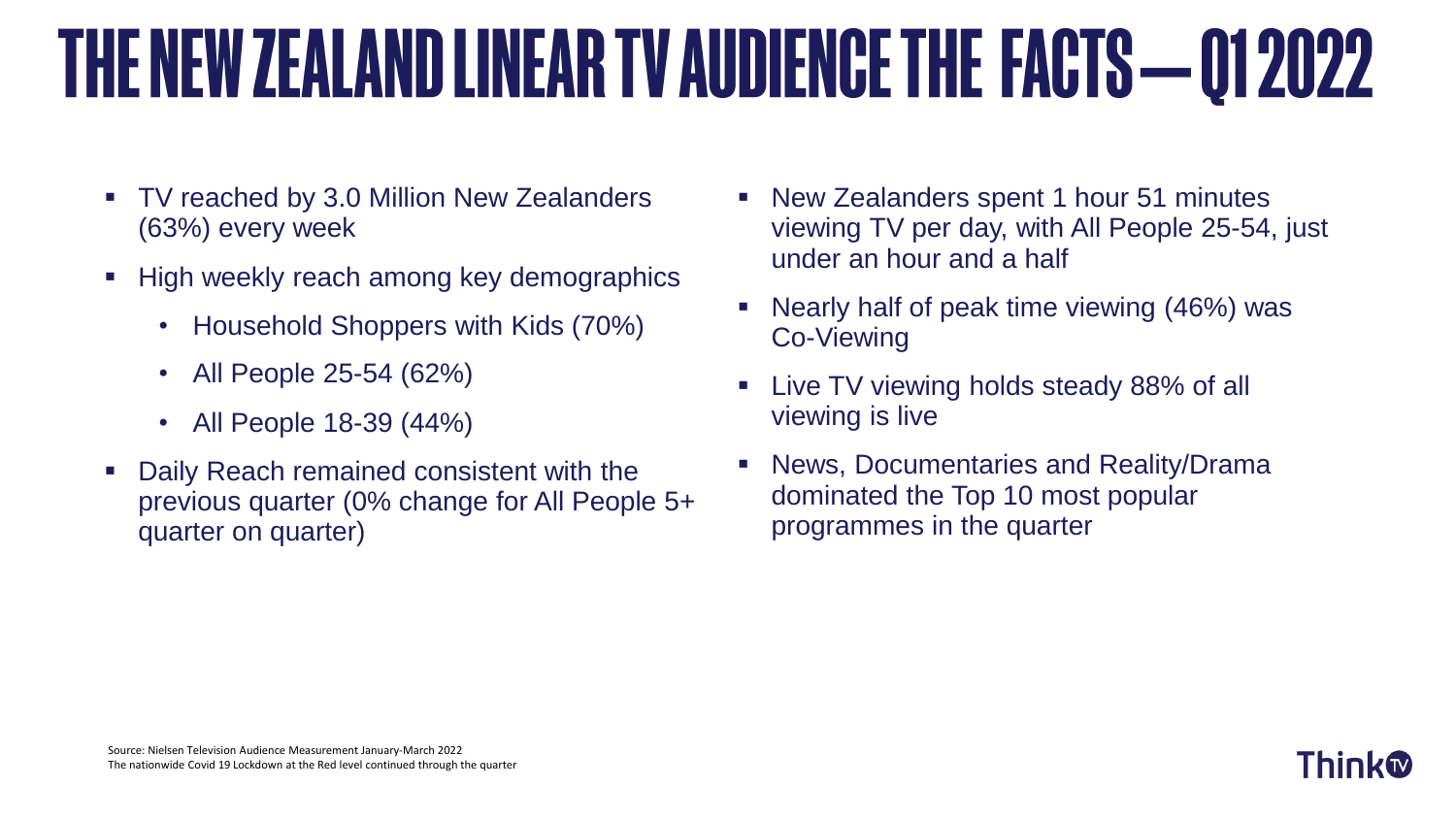# THE NEW ZEALAND LINEAR TV AUDIENCE THE FACTS – Q1 2022

- TV reached by 3.0 Million New Zealanders (63%) every week
- High weekly reach among key demographics
  - Household Shoppers with Kids (70%)
  - All People 25-54 (62%)
  - All People 18-39 (44%)
- Daily Reach remained consistent with the previous quarter (0% change for All People 5+ quarter on quarter)
- New Zealanders spent 1 hour 51 minutes viewing TV per day, with All People 25-54, just under an hour and a half
- Nearly half of peak time viewing (46%) was Co-Viewing
- Live TV viewing holds steady 88% of all viewing is live
- News, Documentaries and Reality/Drama dominated the Top 10 most popular programmes in the quarter

Source: Nielsen Television Audience Measurement January-March 2022
The nationwide Covid 19 Lockdown at the Red level continued through the quarter

ThinkTV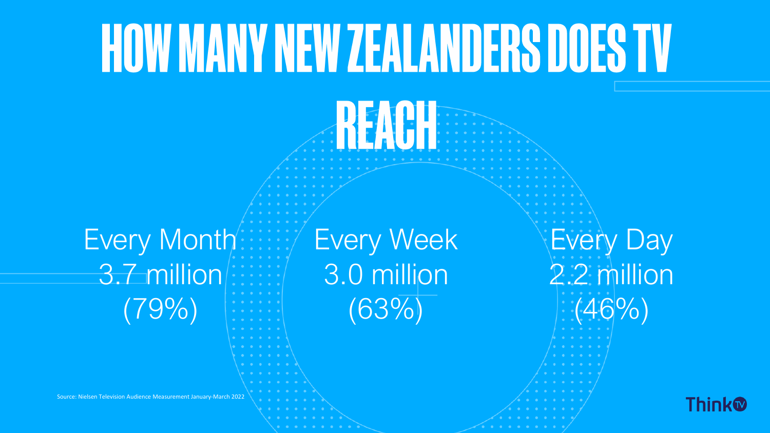# HOW MANY NEW ZEALANDERS DOES TV REACH

Every Month
3.7 million
(79%)

Every Week
3.0 million
(63%)

Every Day
2.2 million
(46%)

Source: Nielsen Television Audience Measurement January-March 2022

ThinkTV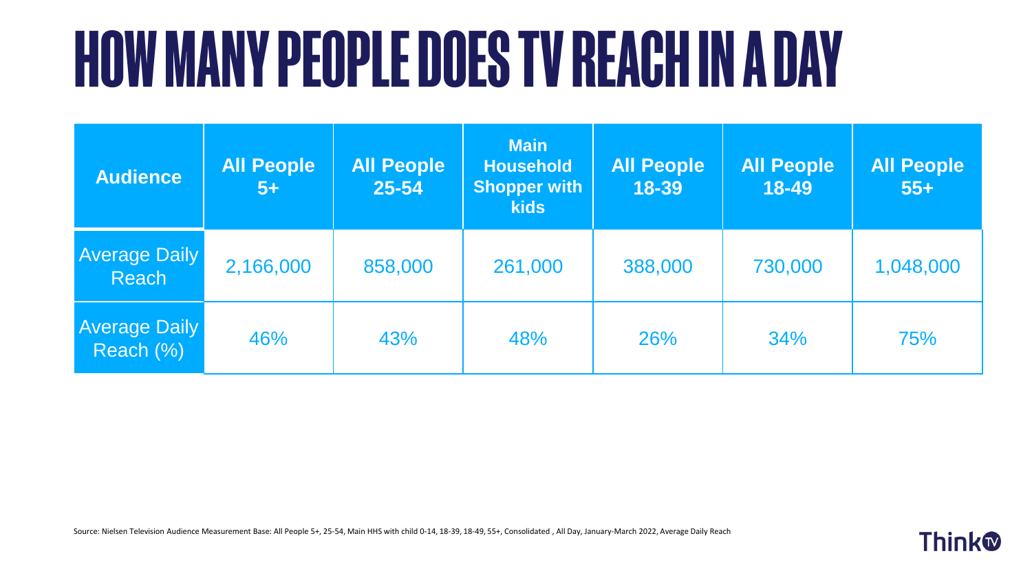# HOW MANY PEOPLE DOES TV REACH IN A DAY

| Audience | All People 5+ | All People 25-54 | Main Household Shopper with kids | All People 18-39 | All People 18-49 | All People 55+ |
|---|---|---|---|---|---|---|
| Average Daily Reach | 2,166,000 | 858,000 | 261,000 | 388,000 | 730,000 | 1,048,000 |
| Average Daily Reach (%) | 46% | 43% | 48% | 26% | 34% | 75% |

Source: Nielsen Television Audience Measurement Base: All People 5+, 25-54, Main HHS with child 0-14, 18-39, 18-49, 55+, Consolidated , All Day, January-March 2022, Average Daily Reach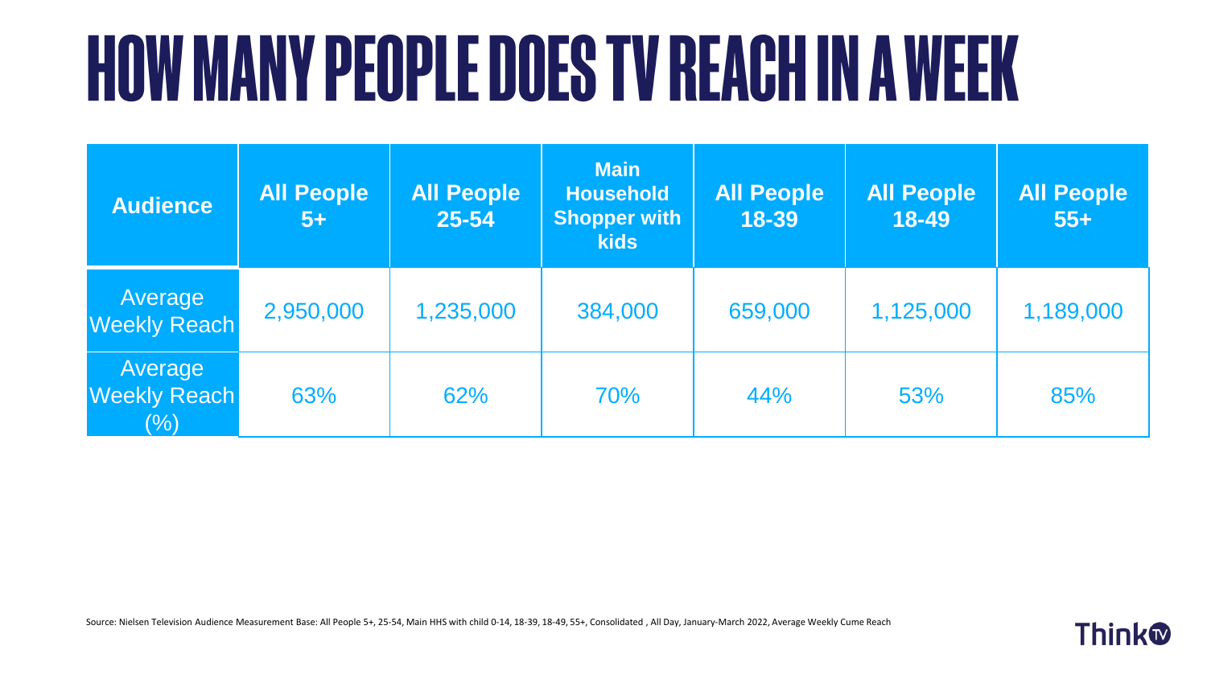# HOW MANY PEOPLE DOES TV REACH IN A WEEK

| Audience | All People 5+ | All People 25-54 | Main Household Shopper with kids | All People 18-39 | All People 18-49 | All People 55+ |
|---|---|---|---|---|---|---|
| Average Weekly Reach | 2,950,000 | 1,235,000 | 384,000 | 659,000 | 1,125,000 | 1,189,000 |
| Average Weekly Reach (%) | 63% | 62% | 70% | 44% | 53% | 85% |

Source: Nielsen Television Audience Measurement Base: All People 5+, 25-54, Main HHS with child 0-14, 18-39, 18-49, 55+, Consolidated , All Day, January-March 2022, Average Weekly Cume Reach

ThinkTV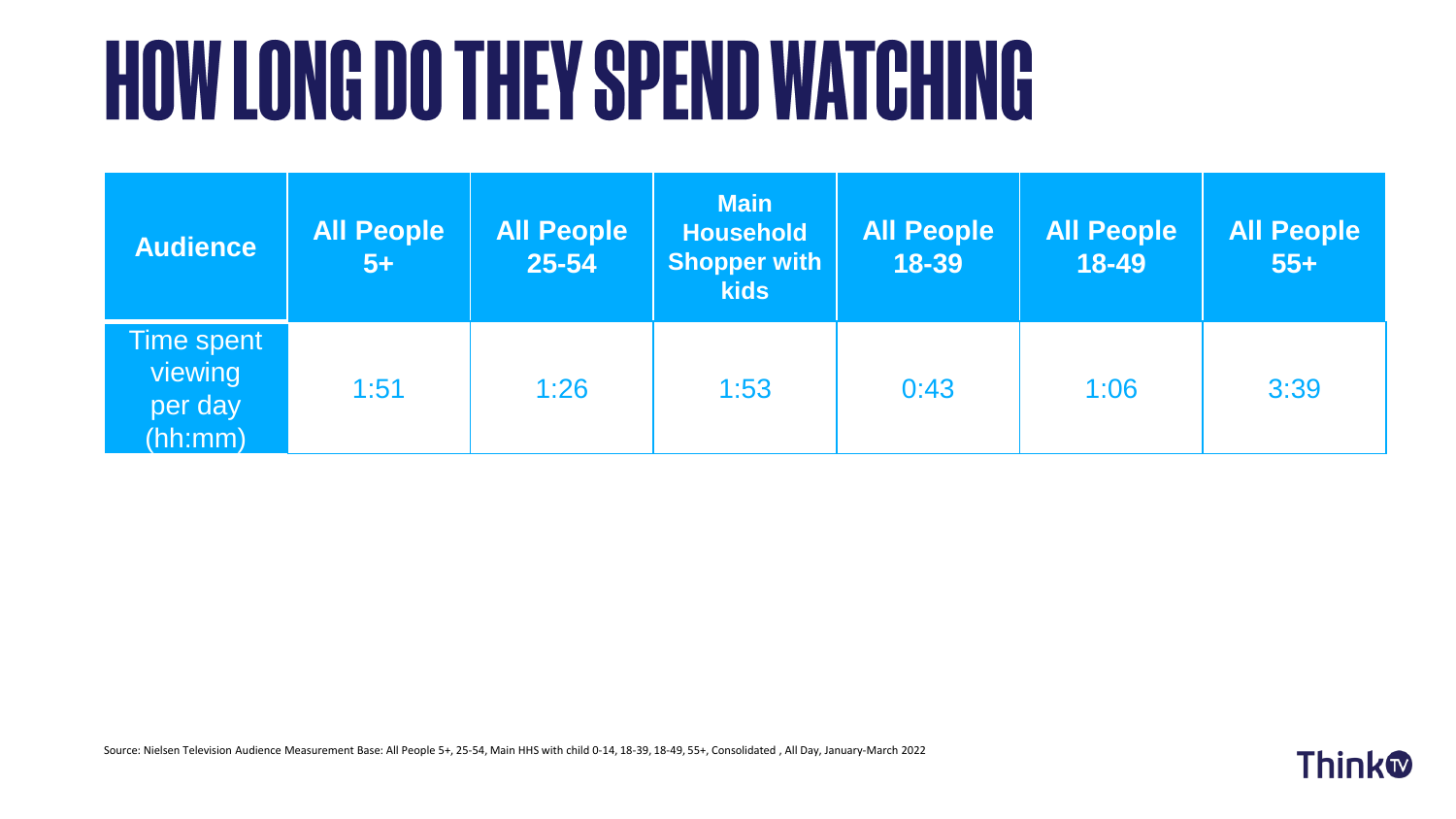# HOW LONG DO THEY SPEND WATCHING

| Audience | All People 5+ | All People 25-54 | Main Household Shopper with kids | All People 18-39 | All People 18-49 | All People 55+ |
|---|---|---|---|---|---|---|
| Time spent viewing per day (hh:mm) | 1:51 | 1:26 | 1:53 | 0:43 | 1:06 | 3:39 |

Source: Nielsen Television Audience Measurement Base: All People 5+, 25-54, Main HHS with child 0-14, 18-39, 18-49, 55+, Consolidated , All Day, January-March 2022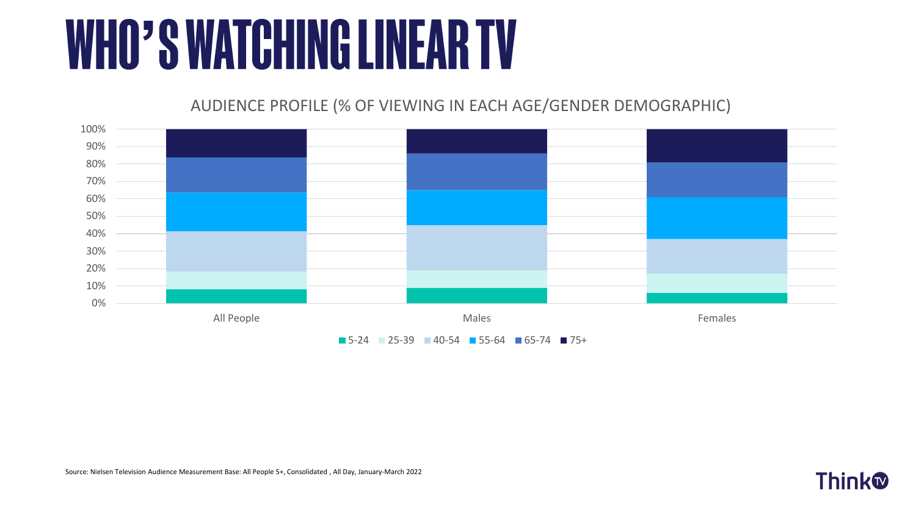# WHO'S WATCHING LINEAR TV

AUDIENCE PROFILE (% OF VIEWING IN EACH AGE/GENDER DEMOGRAPHIC)

100%
90%
80%
70%
60%
50%
40%
30%
20%
10%
0%

All People | Males | Females

5-24 | 25-39 | 40-54 | 55-64 | 65-74 | 75+

Source: Nielsen Television Audience Measurement Base: All People 5+, Consolidated , All Day, January-March 2022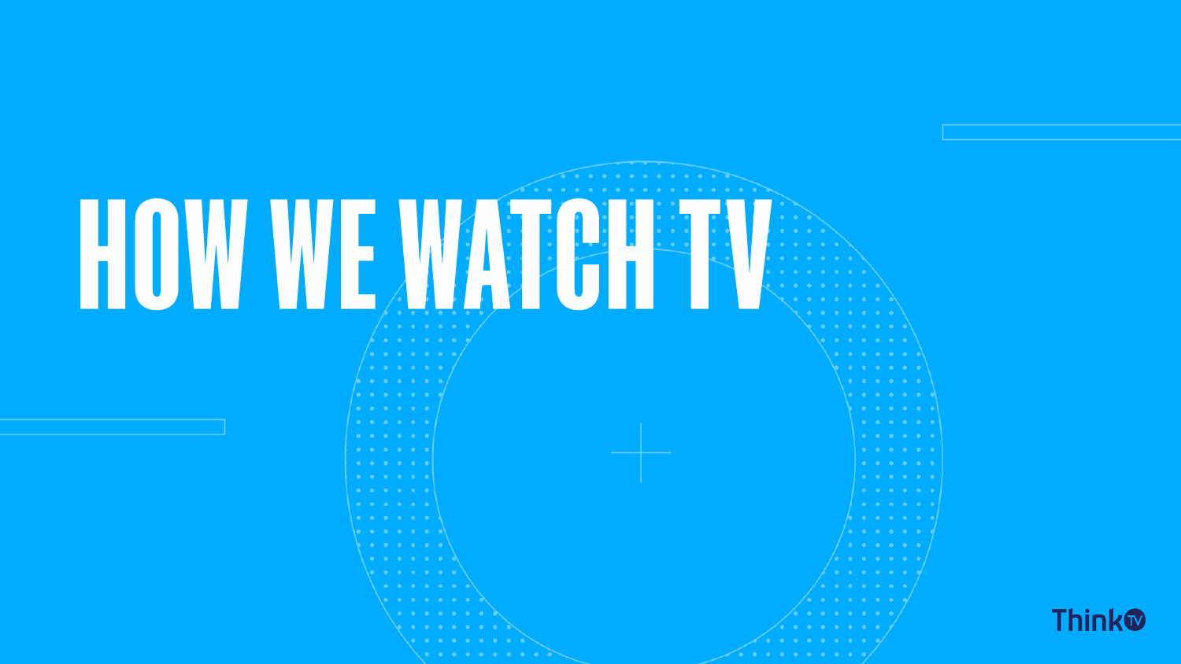# HOW WE WATCH TV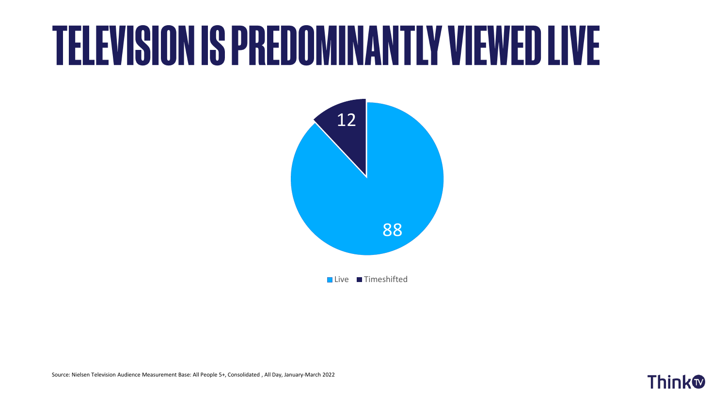# TELEVISION IS PREDOMINANTLY VIEWED LIVE

| | Share |
|---|---|
| Live | 88 |
| Timeshifted | 12 |

Source: Nielsen Television Audience Measurement Base: All People 5+, Consolidated , All Day, January-March 2022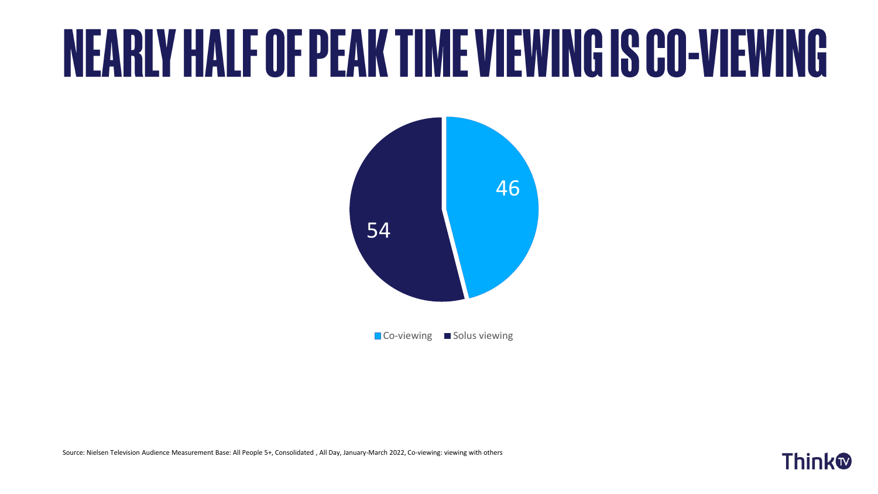# NEARLY HALF OF PEAK TIME VIEWING IS CO-VIEWING

| | |
|---|---|
| Co-viewing | 46 |
| Solus viewing | 54 |

Source: Nielsen Television Audience Measurement Base: All People 5+, Consolidated , All Day, January-March 2022, Co-viewing: viewing with others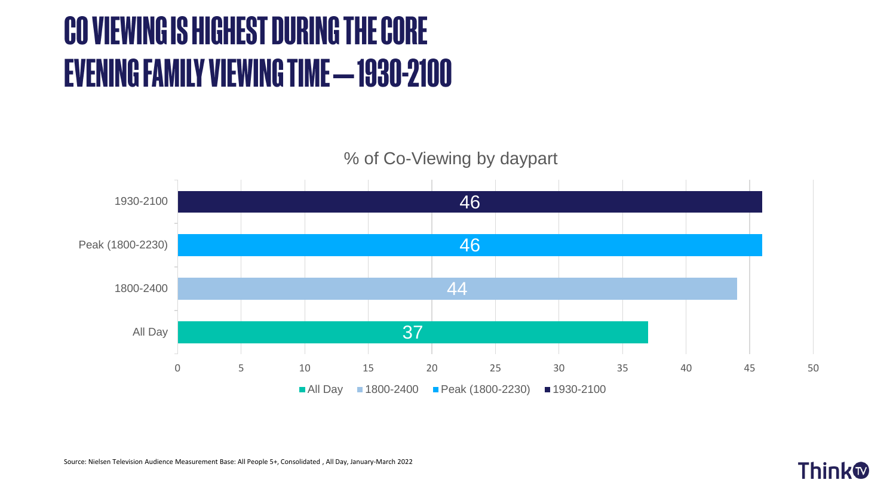# CO VIEWING IS HIGHEST DURING THE CORE EVENING FAMILY VIEWING TIME – 1930-2100

% of Co-Viewing by daypart

| Daypart | % |
| --- | --- |
| 1930-2100 | 46 |
| Peak (1800-2230) | 46 |
| 1800-2400 | 44 |
| All Day | 37 |

Source: Nielsen Television Audience Measurement Base: All People 5+, Consolidated , All Day, January-March 2022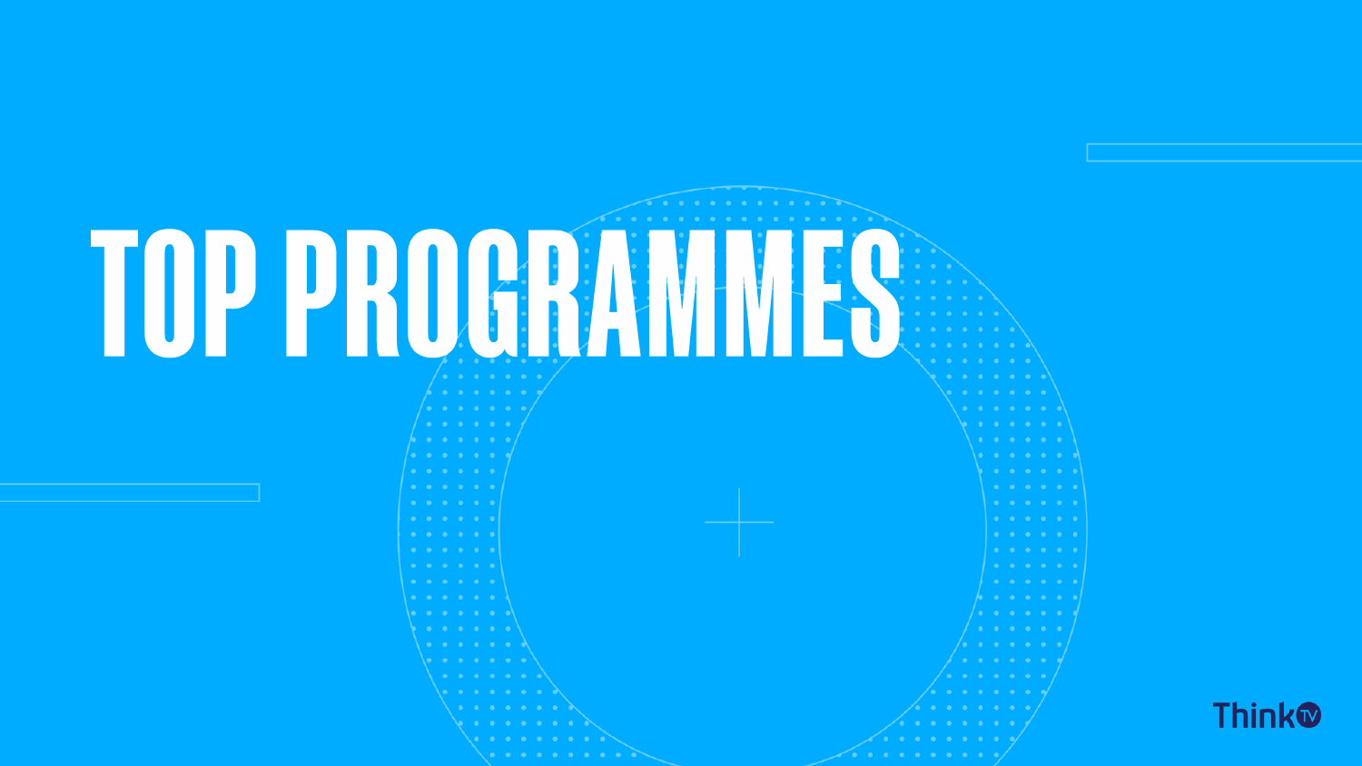# TOP PROGRAMMES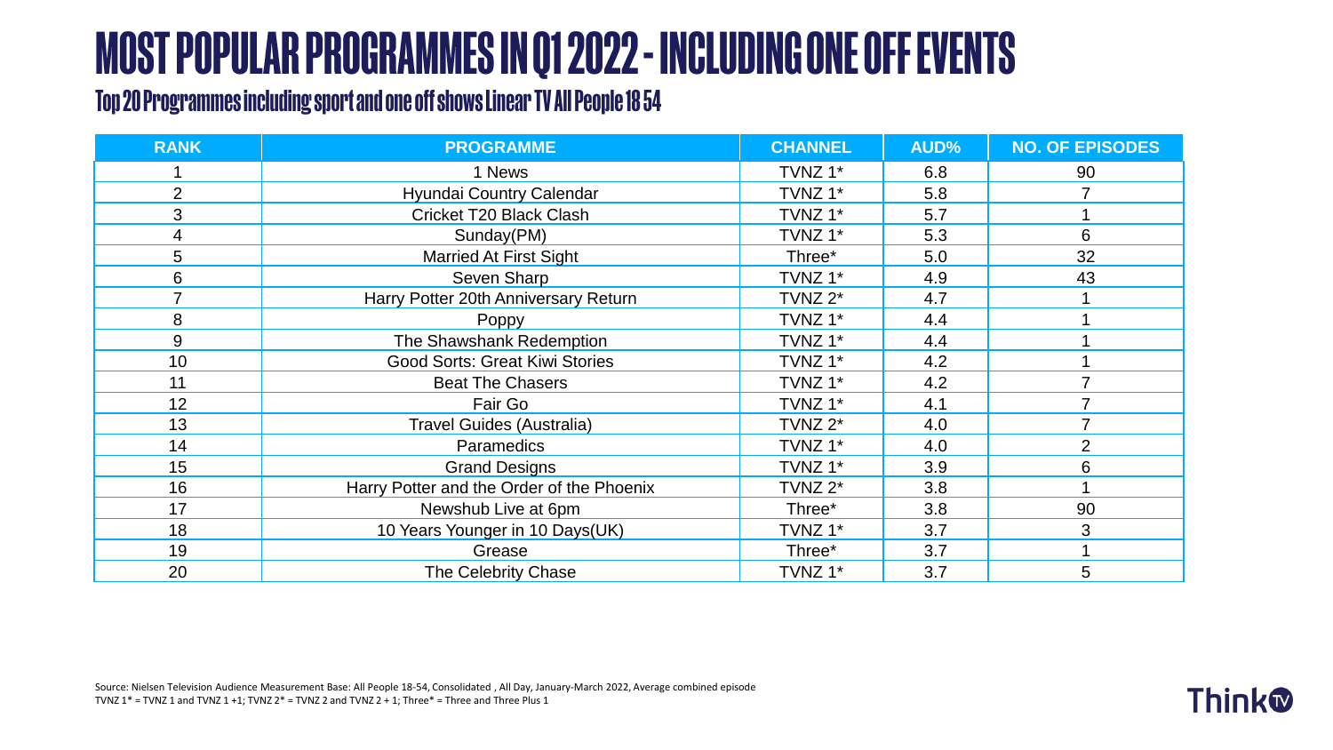# MOST POPULAR PROGRAMMES IN Q1 2022 - INCLUDING ONE OFF EVENTS

## Top 20 Programmes including sport and one off shows Linear TV All People 18 54

| RANK | PROGRAMME | CHANNEL | AUD% | NO. OF EPISODES |
|---|---|---|---|---|
| 1 | 1 News | TVNZ 1* | 6.8 | 90 |
| 2 | Hyundai Country Calendar | TVNZ 1* | 5.8 | 7 |
| 3 | Cricket T20 Black Clash | TVNZ 1* | 5.7 | 1 |
| 4 | Sunday(PM) | TVNZ 1* | 5.3 | 6 |
| 5 | Married At First Sight | Three* | 5.0 | 32 |
| 6 | Seven Sharp | TVNZ 1* | 4.9 | 43 |
| 7 | Harry Potter 20th Anniversary Return | TVNZ 2* | 4.7 | 1 |
| 8 | Poppy | TVNZ 1* | 4.4 | 1 |
| 9 | The Shawshank Redemption | TVNZ 1* | 4.4 | 1 |
| 10 | Good Sorts: Great Kiwi Stories | TVNZ 1* | 4.2 | 1 |
| 11 | Beat The Chasers | TVNZ 1* | 4.2 | 7 |
| 12 | Fair Go | TVNZ 1* | 4.1 | 7 |
| 13 | Travel Guides (Australia) | TVNZ 2* | 4.0 | 7 |
| 14 | Paramedics | TVNZ 1* | 4.0 | 2 |
| 15 | Grand Designs | TVNZ 1* | 3.9 | 6 |
| 16 | Harry Potter and the Order of the Phoenix | TVNZ 2* | 3.8 | 1 |
| 17 | Newshub Live at 6pm | Three* | 3.8 | 90 |
| 18 | 10 Years Younger in 10 Days(UK) | TVNZ 1* | 3.7 | 3 |
| 19 | Grease | Three* | 3.7 | 1 |
| 20 | The Celebrity Chase | TVNZ 1* | 3.7 | 5 |

Source: Nielsen Television Audience Measurement Base: All People 18-54, Consolidated , All Day, January-March 2022, Average combined episode
TVNZ 1* = TVNZ 1 and TVNZ 1 +1; TVNZ 2* = TVNZ 2 and TVNZ 2 + 1; Three* = Three and Three Plus 1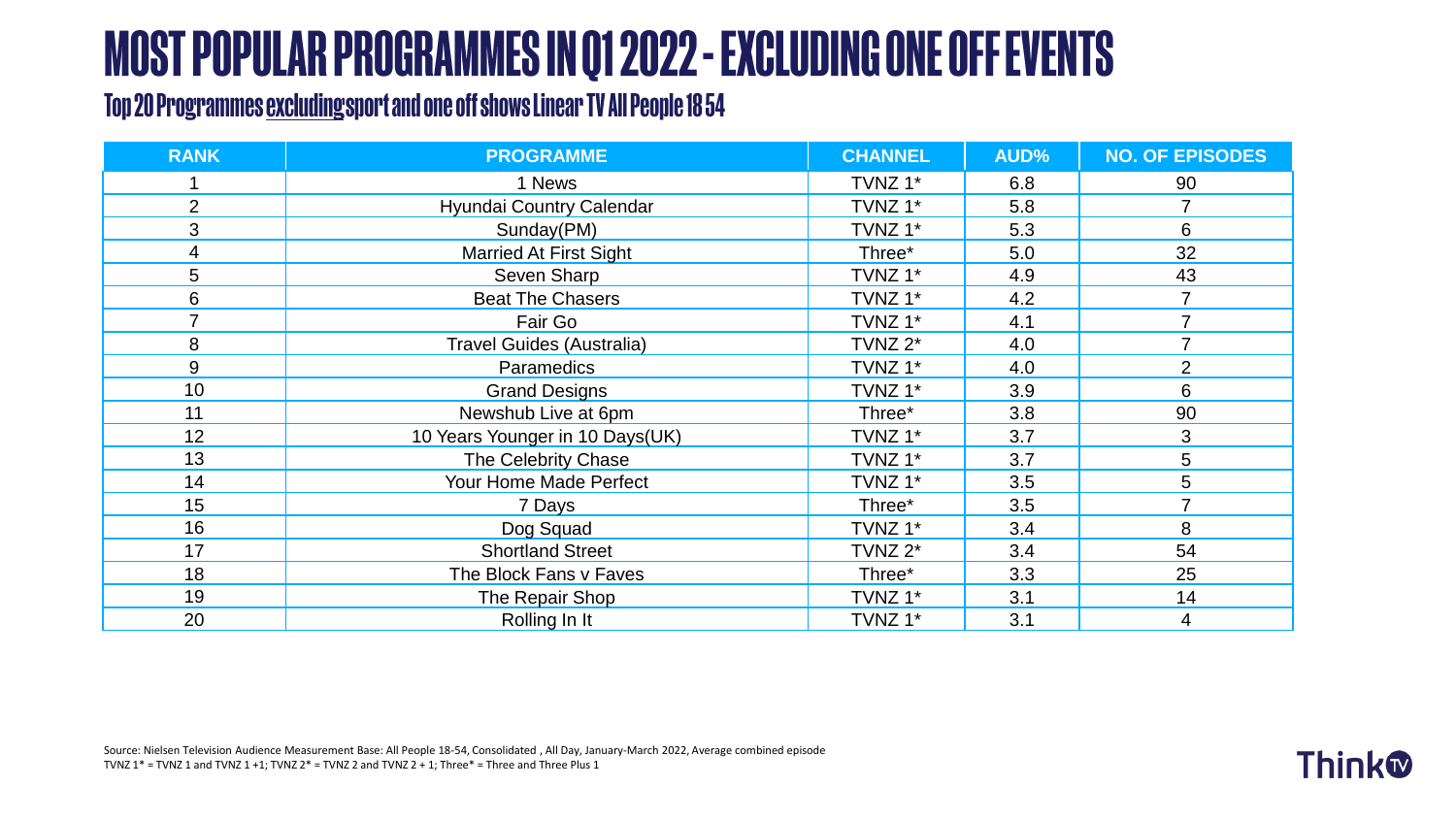# MOST POPULAR PROGRAMMES IN Q1 2022 - EXCLUDING ONE OFF EVENTS

## Top 20 Programmes excluding sport and one off shows Linear TV All People 18 54

| RANK | PROGRAMME | CHANNEL | AUD% | NO. OF EPISODES |
|---|---|---|---|---|
| 1 | 1 News | TVNZ 1* | 6.8 | 90 |
| 2 | Hyundai Country Calendar | TVNZ 1* | 5.8 | 7 |
| 3 | Sunday(PM) | TVNZ 1* | 5.3 | 6 |
| 4 | Married At First Sight | Three* | 5.0 | 32 |
| 5 | Seven Sharp | TVNZ 1* | 4.9 | 43 |
| 6 | Beat The Chasers | TVNZ 1* | 4.2 | 7 |
| 7 | Fair Go | TVNZ 1* | 4.1 | 7 |
| 8 | Travel Guides (Australia) | TVNZ 2* | 4.0 | 7 |
| 9 | Paramedics | TVNZ 1* | 4.0 | 2 |
| 10 | Grand Designs | TVNZ 1* | 3.9 | 6 |
| 11 | Newshub Live at 6pm | Three* | 3.8 | 90 |
| 12 | 10 Years Younger in 10 Days(UK) | TVNZ 1* | 3.7 | 3 |
| 13 | The Celebrity Chase | TVNZ 1* | 3.7 | 5 |
| 14 | Your Home Made Perfect | TVNZ 1* | 3.5 | 5 |
| 15 | 7 Days | Three* | 3.5 | 7 |
| 16 | Dog Squad | TVNZ 1* | 3.4 | 8 |
| 17 | Shortland Street | TVNZ 2* | 3.4 | 54 |
| 18 | The Block Fans v Faves | Three* | 3.3 | 25 |
| 19 | The Repair Shop | TVNZ 1* | 3.1 | 14 |
| 20 | Rolling In It | TVNZ 1* | 3.1 | 4 |

Source: Nielsen Television Audience Measurement Base: All People 18-54, Consolidated , All Day, January-March 2022, Average combined episode
TVNZ 1* = TVNZ 1 and TVNZ 1 +1; TVNZ 2* = TVNZ 2 and TVNZ 2 + 1; Three* = Three and Three Plus 1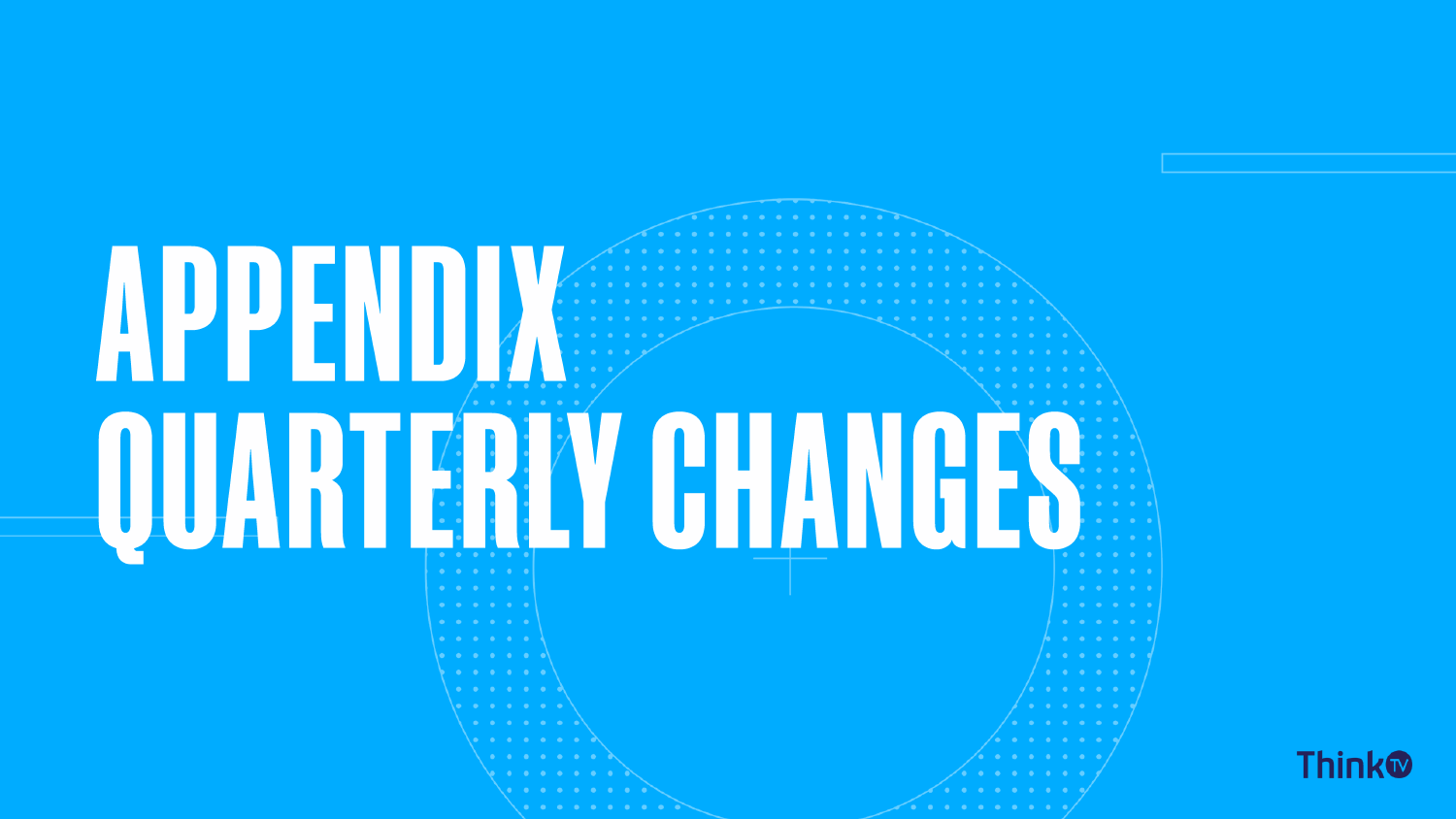# APPENDIX QUARTERLY CHANGES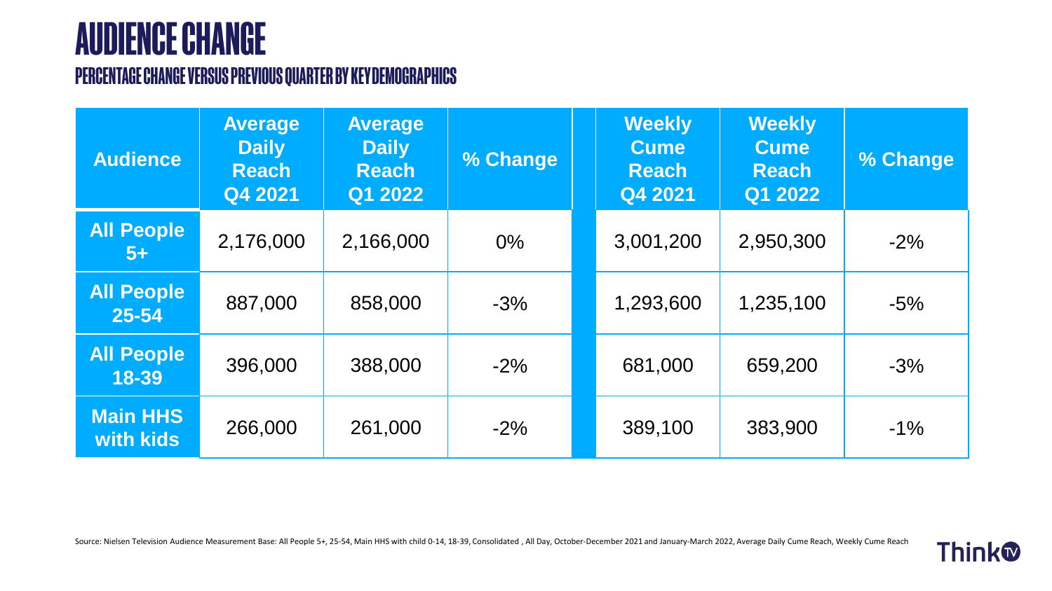# AUDIENCE CHANGE

## PERCENTAGE CHANGE VERSUS PREVIOUS QUARTER BY KEY DEMOGRAPHICS

| Audience | Average Daily Reach Q4 2021 | Average Daily Reach Q1 2022 | % Change | | Weekly Cume Reach Q4 2021 | Weekly Cume Reach Q1 2022 | % Change |
|---|---|---|---|---|---|---|---|
| All People 5+ | 2,176,000 | 2,166,000 | 0% | | 3,001,200 | 2,950,300 | -2% |
| All People 25-54 | 887,000 | 858,000 | -3% | | 1,293,600 | 1,235,100 | -5% |
| All People 18-39 | 396,000 | 388,000 | -2% | | 681,000 | 659,200 | -3% |
| Main HHS with kids | 266,000 | 261,000 | -2% | | 389,100 | 383,900 | -1% |

Source: Nielsen Television Audience Measurement Base: All People 5+, 25-54, Main HHS with child 0-14, 18-39, Consolidated , All Day, October-December 2021 and January-March 2022, Average Daily Cume Reach, Weekly Cume Reach

ThinkTV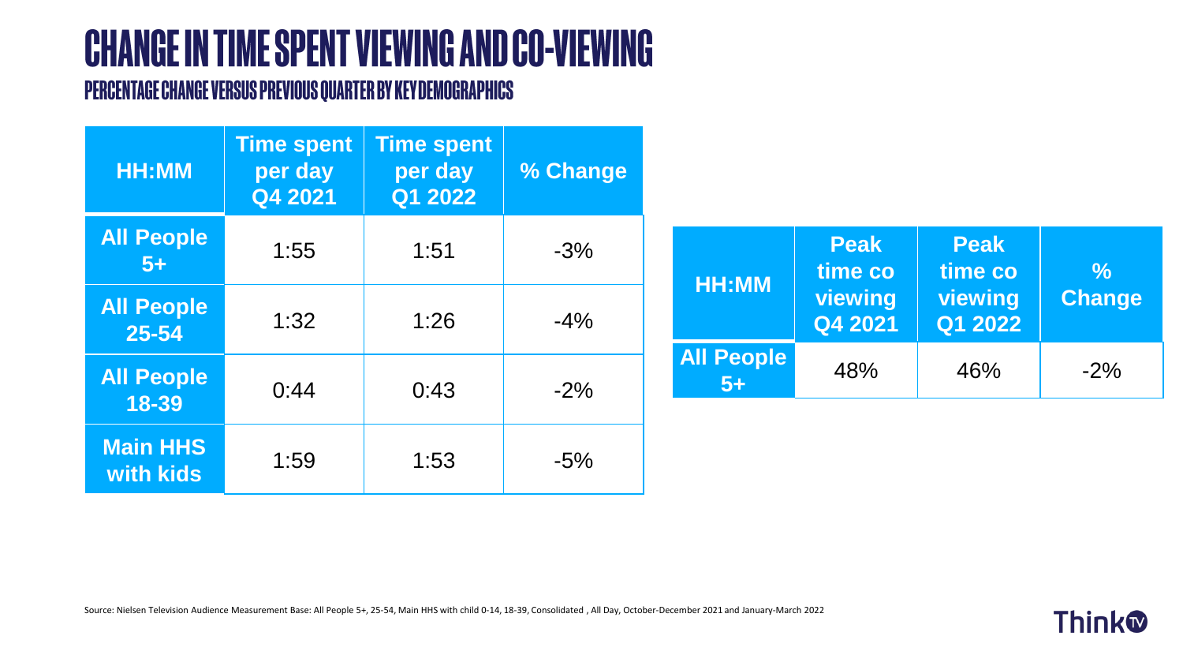# CHANGE IN TIME SPENT VIEWING AND CO-VIEWING

## PERCENTAGE CHANGE VERSUS PREVIOUS QUARTER BY KEY DEMOGRAPHICS

| HH:MM | Time spent per day Q4 2021 | Time spent per day Q1 2022 | % Change |
|---|---|---|---|
| All People 5+ | 1:55 | 1:51 | -3% |
| All People 25-54 | 1:32 | 1:26 | -4% |
| All People 18-39 | 0:44 | 0:43 | -2% |
| Main HHS with kids | 1:59 | 1:53 | -5% |

| HH:MM | Peak time co viewing Q4 2021 | Peak time co viewing Q1 2022 | % Change |
|---|---|---|---|
| All People 5+ | 48% | 46% | -2% |

Source: Nielsen Television Audience Measurement Base: All People 5+, 25-54, Main HHS with child 0-14, 18-39, Consolidated , All Day, October-December 2021 and January-March 2022

ThinkTV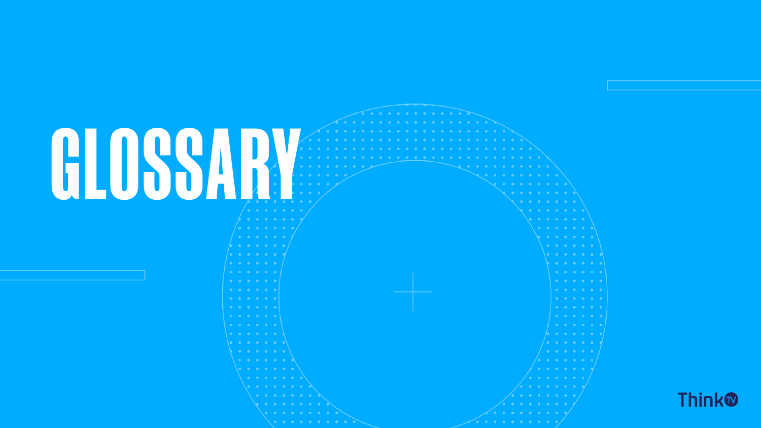# GLOSSARY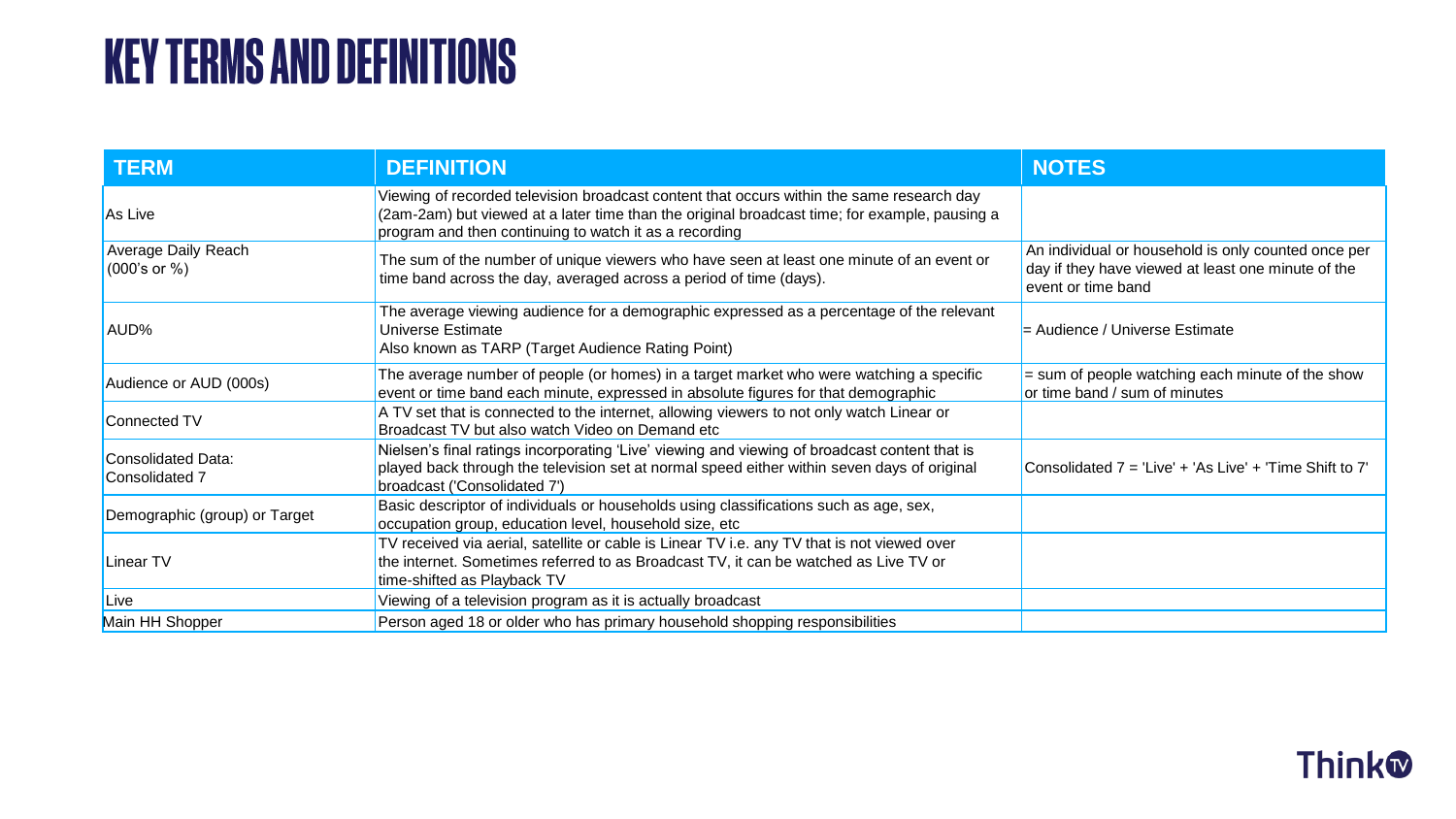# KEY TERMS AND DEFINITIONS

| TERM | DEFINITION | NOTES |
| --- | --- | --- |
| As Live | Viewing of recorded television broadcast content that occurs within the same research day (2am-2am) but viewed at a later time than the original broadcast time; for example, pausing a program and then continuing to watch it as a recording | |
| Average Daily Reach (000's or %) | The sum of the number of unique viewers who have seen at least one minute of an event or time band across the day, averaged across a period of time (days). | An individual or household is only counted once per day if they have viewed at least one minute of the event or time band |
| AUD% | The average viewing audience for a demographic expressed as a percentage of the relevant Universe Estimate<br>Also known as TARP (Target Audience Rating Point) | = Audience / Universe Estimate |
| Audience or AUD (000s) | The average number of people (or homes) in a target market who were watching a specific event or time band each minute, expressed in absolute figures for that demographic | = sum of people watching each minute of the show or time band / sum of minutes |
| Connected TV | A TV set that is connected to the internet, allowing viewers to not only watch Linear or Broadcast TV but also watch Video on Demand etc | |
| Consolidated Data: Consolidated 7 | Nielsen's final ratings incorporating 'Live' viewing and viewing of broadcast content that is played back through the television set at normal speed either within seven days of original broadcast ('Consolidated 7') | Consolidated 7 = 'Live' + 'As Live' + 'Time Shift to 7' |
| Demographic (group) or Target | Basic descriptor of individuals or households using classifications such as age, sex, occupation group, education level, household size, etc | |
| Linear TV | TV received via aerial, satellite or cable is Linear TV i.e. any TV that is not viewed over the internet. Sometimes referred to as Broadcast TV, it can be watched as Live TV or time-shifted as Playback TV | |
| Live | Viewing of a television program as it is actually broadcast | |
| Main HH Shopper | Person aged 18 or older who has primary household shopping responsibilities | |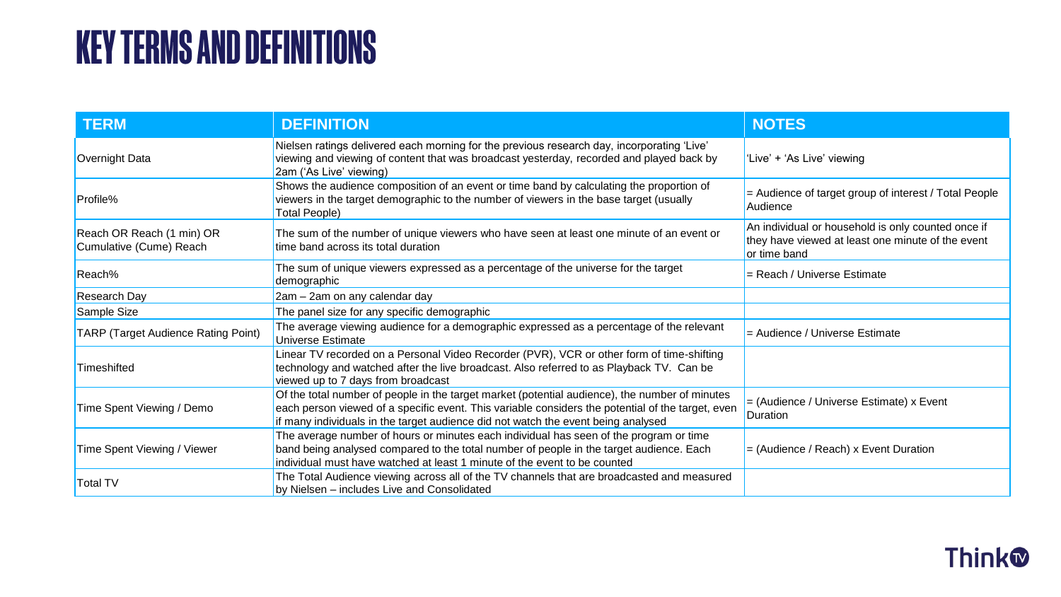# KEY TERMS AND DEFINITIONS

| TERM | DEFINITION | NOTES |
| --- | --- | --- |
| Overnight Data | Nielsen ratings delivered each morning for the previous research day, incorporating 'Live' viewing and viewing of content that was broadcast yesterday, recorded and played back by 2am ('As Live' viewing) | 'Live' + 'As Live' viewing |
| Profile% | Shows the audience composition of an event or time band by calculating the proportion of viewers in the target demographic to the number of viewers in the base target (usually Total People) | = Audience of target group of interest / Total People Audience |
| Reach OR Reach (1 min) OR Cumulative (Cume) Reach | The sum of the number of unique viewers who have seen at least one minute of an event or time band across its total duration | An individual or household is only counted once if they have viewed at least one minute of the event or time band |
| Reach% | The sum of unique viewers expressed as a percentage of the universe for the target demographic | = Reach / Universe Estimate |
| Research Day | 2am – 2am on any calendar day | |
| Sample Size | The panel size for any specific demographic | |
| TARP (Target Audience Rating Point) | The average viewing audience for a demographic expressed as a percentage of the relevant Universe Estimate | = Audience / Universe Estimate |
| Timeshifted | Linear TV recorded on a Personal Video Recorder (PVR), VCR or other form of time-shifting technology and watched after the live broadcast. Also referred to as Playback TV. Can be viewed up to 7 days from broadcast | |
| Time Spent Viewing / Demo | Of the total number of people in the target market (potential audience), the number of minutes each person viewed of a specific event. This variable considers the potential of the target, even if many individuals in the target audience did not watch the event being analysed | = (Audience / Universe Estimate) x Event Duration |
| Time Spent Viewing / Viewer | The average number of hours or minutes each individual has seen of the program or time band being analysed compared to the total number of people in the target audience. Each individual must have watched at least 1 minute of the event to be counted | = (Audience / Reach) x Event Duration |
| Total TV | The Total Audience viewing across all of the TV channels that are broadcasted and measured by Nielsen – includes Live and Consolidated | |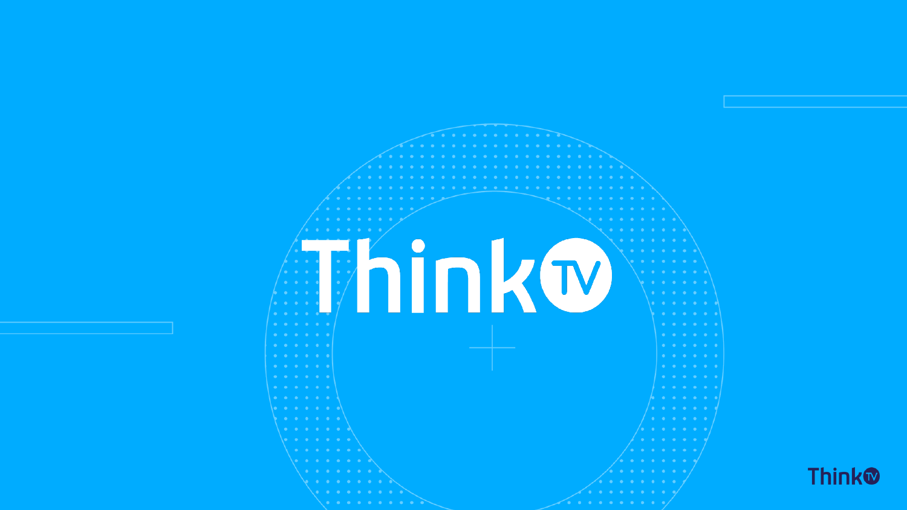ThinkTV